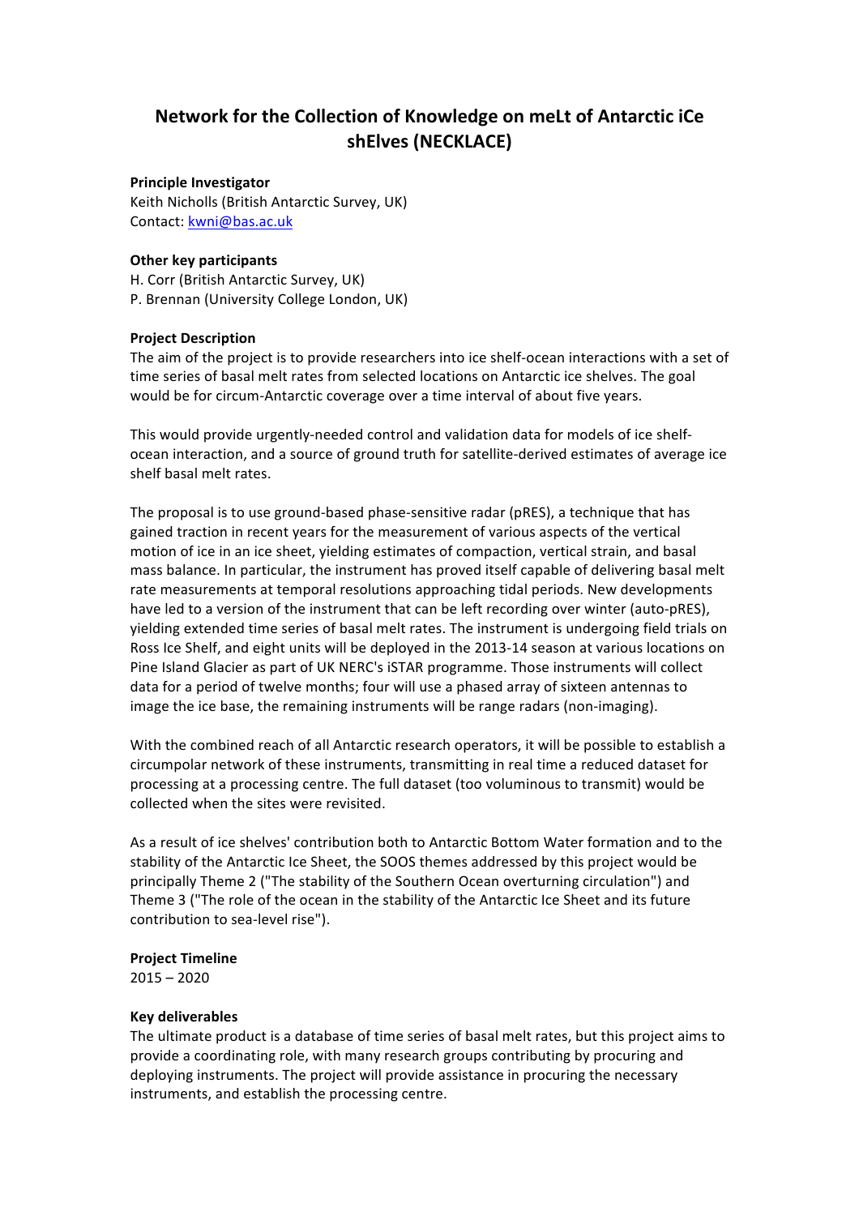# Network for the Collection of Knowledge on meLt of Antarctic iCe shElves (NECKLACE)

**Principle Investigator**
Keith Nicholls (British Antarctic Survey, UK)
Contact: kwni@bas.ac.uk

**Other key participants**
H. Corr (British Antarctic Survey, UK)
P. Brennan (University College London, UK)

**Project Description**
The aim of the project is to provide researchers into ice shelf-ocean interactions with a set of time series of basal melt rates from selected locations on Antarctic ice shelves. The goal would be for circum-Antarctic coverage over a time interval of about five years.

This would provide urgently-needed control and validation data for models of ice shelf-ocean interaction, and a source of ground truth for satellite-derived estimates of average ice shelf basal melt rates.

The proposal is to use ground-based phase-sensitive radar (pRES), a technique that has gained traction in recent years for the measurement of various aspects of the vertical motion of ice in an ice sheet, yielding estimates of compaction, vertical strain, and basal mass balance. In particular, the instrument has proved itself capable of delivering basal melt rate measurements at temporal resolutions approaching tidal periods. New developments have led to a version of the instrument that can be left recording over winter (auto-pRES), yielding extended time series of basal melt rates. The instrument is undergoing field trials on Ross Ice Shelf, and eight units will be deployed in the 2013-14 season at various locations on Pine Island Glacier as part of UK NERC's iSTAR programme. Those instruments will collect data for a period of twelve months; four will use a phased array of sixteen antennas to image the ice base, the remaining instruments will be range radars (non-imaging).

With the combined reach of all Antarctic research operators, it will be possible to establish a circumpolar network of these instruments, transmitting in real time a reduced dataset for processing at a processing centre. The full dataset (too voluminous to transmit) would be collected when the sites were revisited.

As a result of ice shelves' contribution both to Antarctic Bottom Water formation and to the stability of the Antarctic Ice Sheet, the SOOS themes addressed by this project would be principally Theme 2 ("The stability of the Southern Ocean overturning circulation") and Theme 3 ("The role of the ocean in the stability of the Antarctic Ice Sheet and its future contribution to sea-level rise").

**Project Timeline**
2015 – 2020

**Key deliverables**
The ultimate product is a database of time series of basal melt rates, but this project aims to provide a coordinating role, with many research groups contributing by procuring and deploying instruments. The project will provide assistance in procuring the necessary instruments, and establish the processing centre.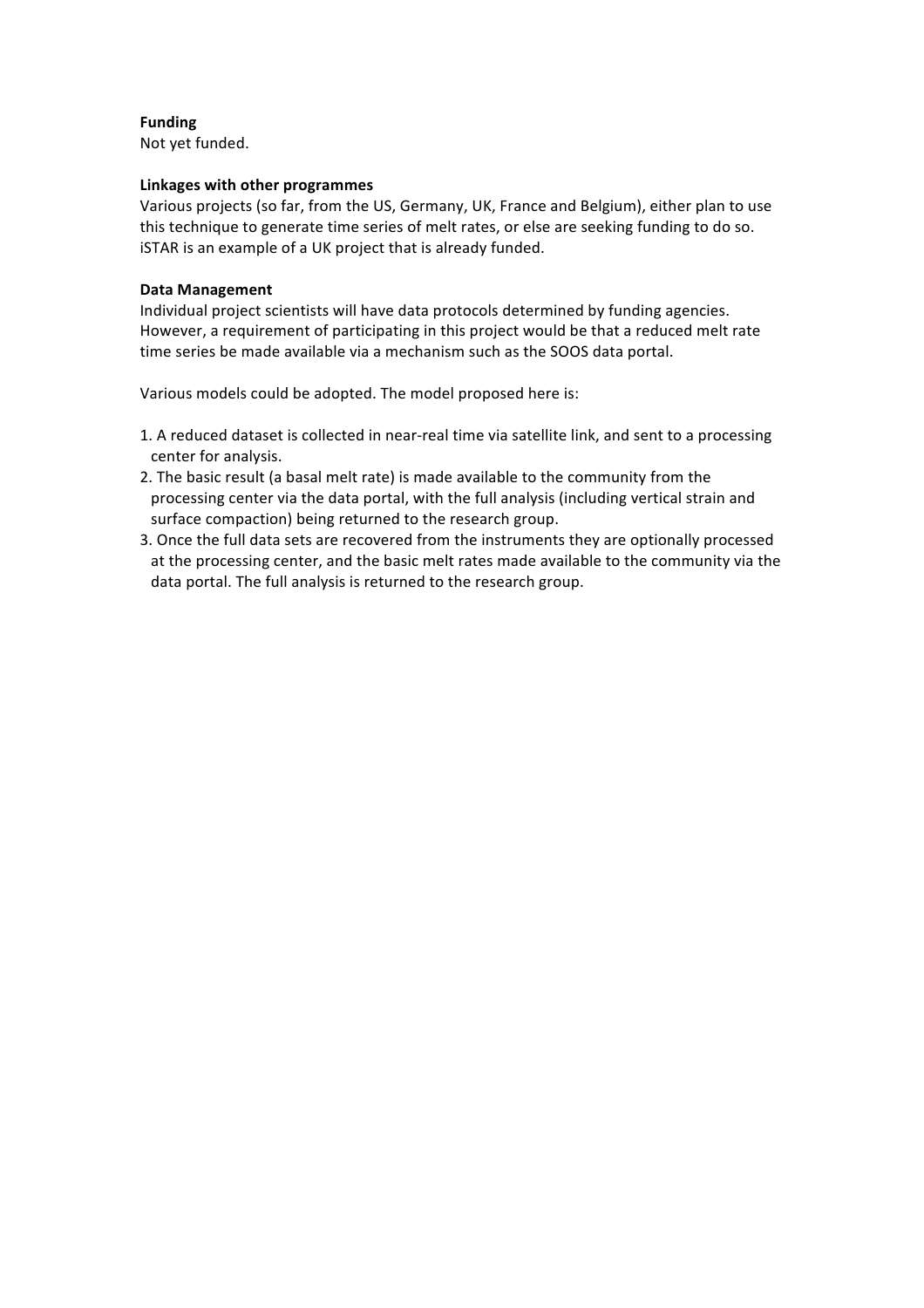**Funding**
Not yet funded.

**Linkages with other programmes**
Various projects (so far, from the US, Germany, UK, France and Belgium), either plan to use this technique to generate time series of melt rates, or else are seeking funding to do so. iSTAR is an example of a UK project that is already funded.

**Data Management**
Individual project scientists will have data protocols determined by funding agencies. However, a requirement of participating in this project would be that a reduced melt rate time series be made available via a mechanism such as the SOOS data portal.

Various models could be adopted. The model proposed here is:

1. A reduced dataset is collected in near-real time via satellite link, and sent to a processing center for analysis.
2. The basic result (a basal melt rate) is made available to the community from the processing center via the data portal, with the full analysis (including vertical strain and surface compaction) being returned to the research group.
3. Once the full data sets are recovered from the instruments they are optionally processed at the processing center, and the basic melt rates made available to the community via the data portal. The full analysis is returned to the research group.